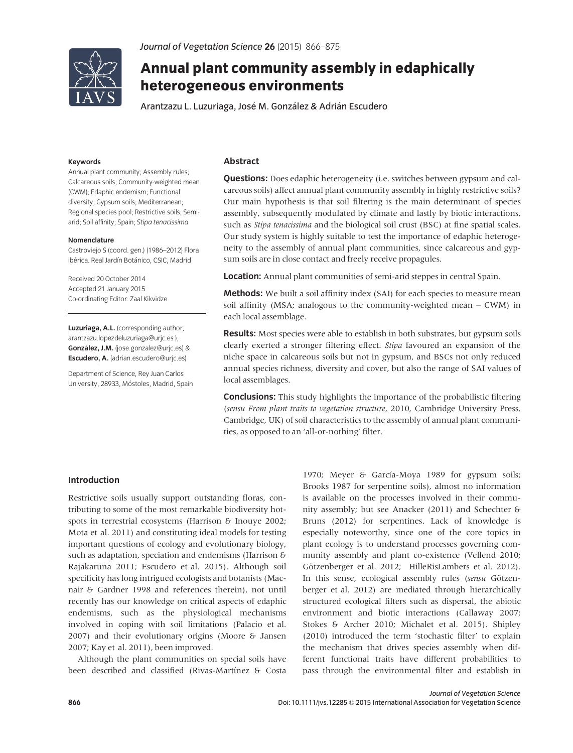# Annual plant community assembly in edaphically heterogeneous environments

Arantzazu L. Luzuriaga, José M. González & Adrián Escudero

**Keywords**

Annual plant community; Assembly rules; Calcareous soils; Community-weighted mean (CWM); Edaphic endemism; Functional diversity; Gypsum soils; Mediterranean; Regional species pool; Restrictive soils; Semi-arid; Soil affinity; Spain; *Stipa tenacissima*

**Nomenclature**

Castroviejo S (coord. gen.) (1986–2012) Flora ibérica. Real Jardín Botánico, CSIC, Madrid

Received 20 October 2014
Accepted 21 January 2015
Co-ordinating Editor: Zaal Kikvidze

**Luzuriaga, A.L.** (corresponding author, arantzazu.lopezdeluzuriaga@urjc.es ), **González, J.M.** (jose.gonzalez@urjc.es) & **Escudero, A.** (adrian.escudero@urjc.es)

Department of Science, Rey Juan Carlos University, 28933, Móstoles, Madrid, Spain

## Abstract

**Questions:** Does edaphic heterogeneity (i.e. switches between gypsum and calcareous soils) affect annual plant community assembly in highly restrictive soils? Our main hypothesis is that soil filtering is the main determinant of species assembly, subsequently modulated by climate and lastly by biotic interactions, such as *Stipa tenacissima* and the biological soil crust (BSC) at fine spatial scales. Our study system is highly suitable to test the importance of edaphic heterogeneity to the assembly of annual plant communities, since calcareous and gypsum soils are in close contact and freely receive propagules.

**Location:** Annual plant communities of semi-arid steppes in central Spain.

**Methods:** We built a soil affinity index (SAI) for each species to measure mean soil affinity (MSA; analogous to the community-weighted mean – CWM) in each local assemblage.

**Results:** Most species were able to establish in both substrates, but gypsum soils clearly exerted a stronger filtering effect. *Stipa* favoured an expansion of the niche space in calcareous soils but not in gypsum, and BSCs not only reduced annual species richness, diversity and cover, but also the range of SAI values of local assemblages.

**Conclusions:** This study highlights the importance of the probabilistic filtering (*sensu From plant traits to vegetation structure*, 2010, Cambridge University Press, Cambridge, UK) of soil characteristics to the assembly of annual plant communities, as opposed to an 'all-or-nothing' filter.

## Introduction

Restrictive soils usually support outstanding floras, contributing to some of the most remarkable biodiversity hotspots in terrestrial ecosystems (Harrison & Inouye 2002; Mota et al. 2011) and constituting ideal models for testing important questions of ecology and evolutionary biology, such as adaptation, speciation and endemisms (Harrison & Rajakaruna 2011; Escudero et al. 2015). Although soil specificity has long intrigued ecologists and botanists (Macnair & Gardner 1998 and references therein), not until recently has our knowledge on critical aspects of edaphic endemisms, such as the physiological mechanisms involved in coping with soil limitations (Palacio et al. 2007) and their evolutionary origins (Moore & Jansen 2007; Kay et al. 2011), been improved.

Although the plant communities on special soils have been described and classified (Rivas-Martínez & Costa 1970; Meyer & García-Moya 1989 for gypsum soils; Brooks 1987 for serpentine soils), almost no information is available on the processes involved in their community assembly; but see Anacker (2011) and Schechter & Bruns (2012) for serpentines. Lack of knowledge is especially noteworthy, since one of the core topics in plant ecology is to understand processes governing community assembly and plant co-existence (Vellend 2010; Götzenberger et al. 2012; HilleRisLambers et al. 2012). In this sense, ecological assembly rules (*sensu* Götzenberger et al. 2012) are mediated through hierarchically structured ecological filters such as dispersal, the abiotic environment and biotic interactions (Callaway 2007; Stokes & Archer 2010; Michalet et al. 2015). Shipley (2010) introduced the term 'stochastic filter' to explain the mechanism that drives species assembly when different functional traits have different probabilities to pass through the environmental filter and establish in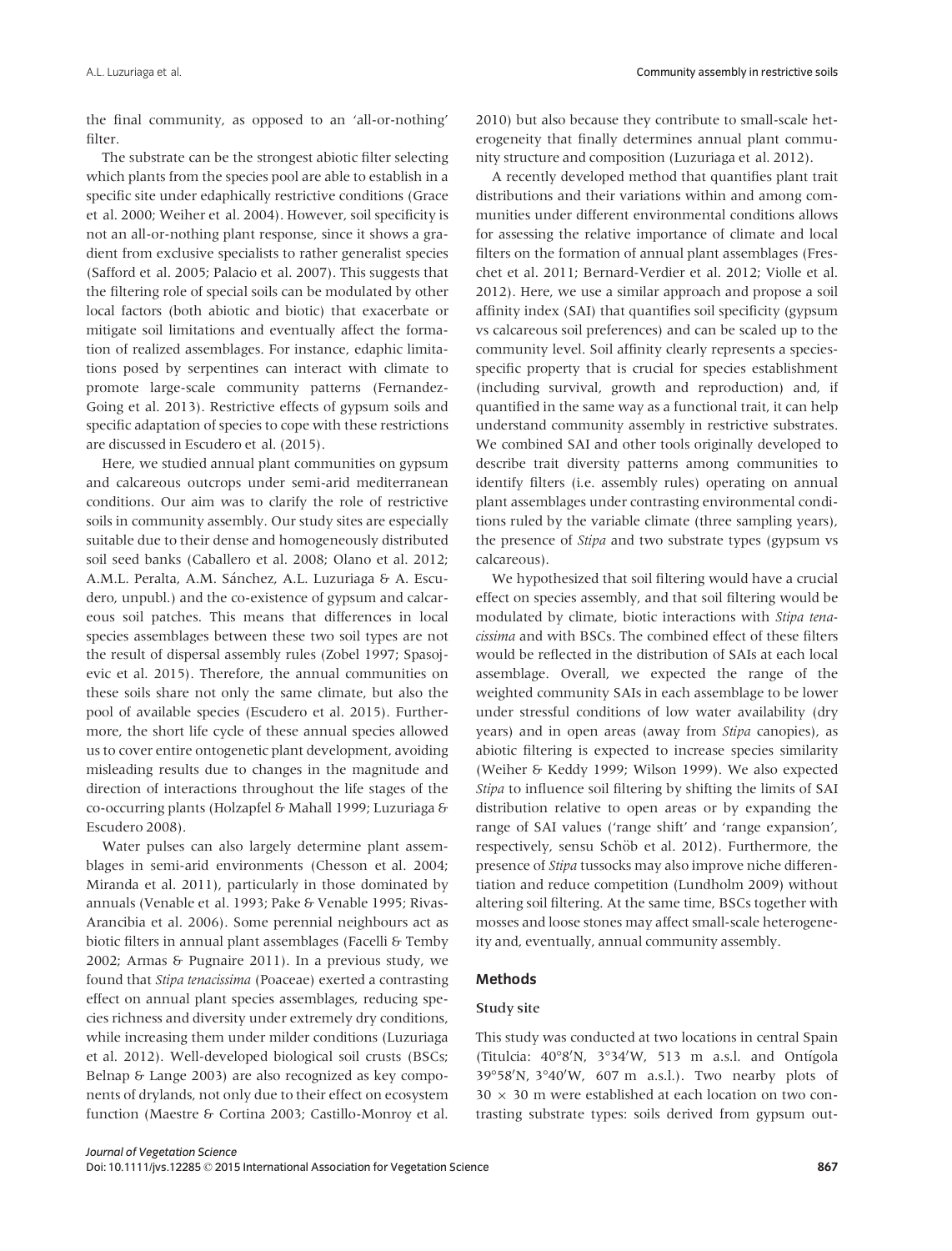the final community, as opposed to an 'all-or-nothing' filter.

The substrate can be the strongest abiotic filter selecting which plants from the species pool are able to establish in a specific site under edaphically restrictive conditions (Grace et al. 2000; Weiher et al. 2004). However, soil specificity is not an all-or-nothing plant response, since it shows a gradient from exclusive specialists to rather generalist species (Safford et al. 2005; Palacio et al. 2007). This suggests that the filtering role of special soils can be modulated by other local factors (both abiotic and biotic) that exacerbate or mitigate soil limitations and eventually affect the formation of realized assemblages. For instance, edaphic limitations posed by serpentines can interact with climate to promote large-scale community patterns (Fernandez-Going et al. 2013). Restrictive effects of gypsum soils and specific adaptation of species to cope with these restrictions are discussed in Escudero et al. (2015).

Here, we studied annual plant communities on gypsum and calcareous outcrops under semi-arid mediterranean conditions. Our aim was to clarify the role of restrictive soils in community assembly. Our study sites are especially suitable due to their dense and homogeneously distributed soil seed banks (Caballero et al. 2008; Olano et al. 2012; A.M.L. Peralta, A.M. Sánchez, A.L. Luzuriaga & A. Escudero, unpubl.) and the co-existence of gypsum and calcareous soil patches. This means that differences in local species assemblages between these two soil types are not the result of dispersal assembly rules (Zobel 1997; Spasojevic et al. 2015). Therefore, the annual communities on these soils share not only the same climate, but also the pool of available species (Escudero et al. 2015). Furthermore, the short life cycle of these annual species allowed us to cover entire ontogenetic plant development, avoiding misleading results due to changes in the magnitude and direction of interactions throughout the life stages of the co-occurring plants (Holzapfel & Mahall 1999; Luzuriaga & Escudero 2008).

Water pulses can also largely determine plant assemblages in semi-arid environments (Chesson et al. 2004; Miranda et al. 2011), particularly in those dominated by annuals (Venable et al. 1993; Pake & Venable 1995; Rivas-Arancibia et al. 2006). Some perennial neighbours act as biotic filters in annual plant assemblages (Facelli & Temby 2002; Armas & Pugnaire 2011). In a previous study, we found that *Stipa tenacissima* (Poaceae) exerted a contrasting effect on annual plant species assemblages, reducing species richness and diversity under extremely dry conditions, while increasing them under milder conditions (Luzuriaga et al. 2012). Well-developed biological soil crusts (BSCs; Belnap & Lange 2003) are also recognized as key components of drylands, not only due to their effect on ecosystem function (Maestre & Cortina 2003; Castillo-Monroy et al. 2010) but also because they contribute to small-scale heterogeneity that finally determines annual plant community structure and composition (Luzuriaga et al. 2012).

A recently developed method that quantifies plant trait distributions and their variations within and among communities under different environmental conditions allows for assessing the relative importance of climate and local filters on the formation of annual plant assemblages (Freschet et al. 2011; Bernard-Verdier et al. 2012; Violle et al. 2012). Here, we use a similar approach and propose a soil affinity index (SAI) that quantifies soil specificity (gypsum vs calcareous soil preferences) and can be scaled up to the community level. Soil affinity clearly represents a species-specific property that is crucial for species establishment (including survival, growth and reproduction) and, if quantified in the same way as a functional trait, it can help understand community assembly in restrictive substrates. We combined SAI and other tools originally developed to describe trait diversity patterns among communities to identify filters (i.e. assembly rules) operating on annual plant assemblages under contrasting environmental conditions ruled by the variable climate (three sampling years), the presence of *Stipa* and two substrate types (gypsum vs calcareous).

We hypothesized that soil filtering would have a crucial effect on species assembly, and that soil filtering would be modulated by climate, biotic interactions with *Stipa tenacissima* and with BSCs. The combined effect of these filters would be reflected in the distribution of SAIs at each local assemblage. Overall, we expected the range of the weighted community SAIs in each assemblage to be lower under stressful conditions of low water availability (dry years) and in open areas (away from *Stipa* canopies), as abiotic filtering is expected to increase species similarity (Weiher & Keddy 1999; Wilson 1999). We also expected *Stipa* to influence soil filtering by shifting the limits of SAI distribution relative to open areas or by expanding the range of SAI values ('range shift' and 'range expansion', respectively, sensu Schöb et al. 2012). Furthermore, the presence of *Stipa* tussocks may also improve niche differentiation and reduce competition (Lundholm 2009) without altering soil filtering. At the same time, BSCs together with mosses and loose stones may affect small-scale heterogeneity and, eventually, annual community assembly.

## Methods

### Study site

This study was conducted at two locations in central Spain (Titulcia: 40°8′N, 3°34′W, 513 m a.s.l. and Ontígola 39°58′N, 3°40′W, 607 m a.s.l.). Two nearby plots of 30 × 30 m were established at each location on two contrasting substrate types: soils derived from gypsum out-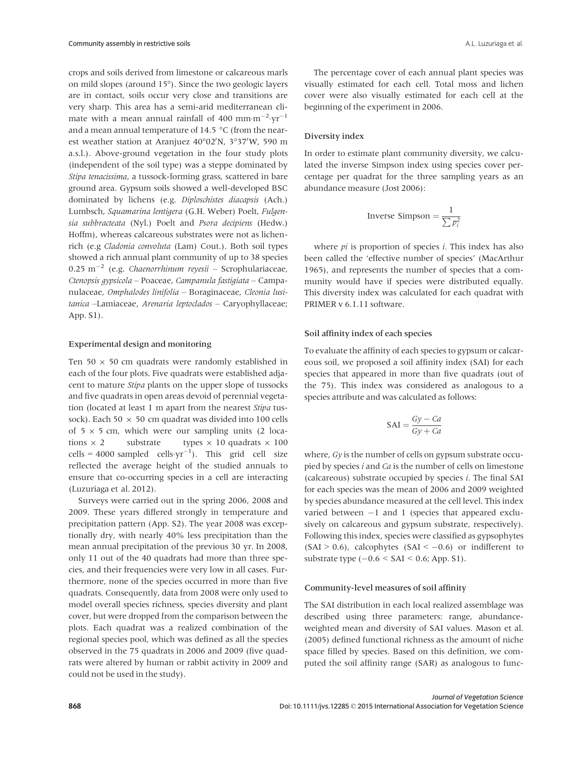crops and soils derived from limestone or calcareous marls on mild slopes (around 15°). Since the two geologic layers are in contact, soils occur very close and transitions are very sharp. This area has a semi-arid mediterranean climate with a mean annual rainfall of 400 $\text{mm} \cdot \text{m}^{-2} \cdot \text{yr}^{-1}$ and a mean annual temperature of 14.5 °C (from the nearest weather station at Aranjuez 40°02′N, 3°37′W, 590 m a.s.l.). Above-ground vegetation in the four study plots (independent of the soil type) was a steppe dominated by *Stipa tenacissima*, a tussock-forming grass, scattered in bare ground area. Gypsum soils showed a well-developed BSC dominated by lichens (e.g. *Diploschistes diacapsis* (Ach.) Lumbsch, *Squamarina lentigera* (G.H. Weber) Poelt, *Fulgensia subbracteata* (Nyl.) Poelt and *Psora decipiens* (Hedw.) Hoffm), whereas calcareous substrates were not as lichen-rich (e.g *Cladonia convoluta* (Lam) Cout.). Both soil types showed a rich annual plant community of up to 38 species 0.25 $\text{m}^{-2}$ (e.g. *Chaenorrhinum reyesii* – Scrophulariaceae, *Ctenopsis gypsicola* – Poaceae, *Campanula fastigiata* – Campanulaceae, *Omphalodes linifolia* – Boraginaceae, *Cleonia lusitanica* –Lamiaceae, *Arenaria leptoclados* – Caryophyllaceae; App. S1).

### Experimental design and monitoring

Ten 50 × 50 cm quadrats were randomly established in each of the four plots. Five quadrats were established adjacent to mature *Stipa* plants on the upper slope of tussocks and five quadrats in open areas devoid of perennial vegetation (located at least 1 m apart from the nearest *Stipa* tussock). Each 50 × 50 cm quadrat was divided into 100 cells of 5 × 5 cm, which were our sampling units (2 locations × 2 substrate types × 10 quadrats × 100 cells = 4000 sampled $\text{cells} \cdot \text{yr}^{-1}$). This grid cell size reflected the average height of the studied annuals to ensure that co-occurring species in a cell are interacting (Luzuriaga et al. 2012).

Surveys were carried out in the spring 2006, 2008 and 2009. These years differed strongly in temperature and precipitation pattern (App. S2). The year 2008 was exceptionally dry, with nearly 40% less precipitation than the mean annual precipitation of the previous 30 yr. In 2008, only 11 out of the 40 quadrats had more than three species, and their frequencies were very low in all cases. Furthermore, none of the species occurred in more than five quadrats. Consequently, data from 2008 were only used to model overall species richness, species diversity and plant cover, but were dropped from the comparison between the plots. Each quadrat was a realized combination of the regional species pool, which was defined as all the species observed in the 75 quadrats in 2006 and 2009 (five quadrats were altered by human or rabbit activity in 2009 and could not be used in the study).

The percentage cover of each annual plant species was visually estimated for each cell. Total moss and lichen cover were also visually estimated for each cell at the beginning of the experiment in 2006.

### Diversity index

In order to estimate plant community diversity, we calculated the inverse Simpson index using species cover percentage per quadrat for the three sampling years as an abundance measure (Jost 2006):

$$\text{Inverse Simpson} = \frac{1}{\sum p_i^2}$$

where $p_i$ is proportion of species *i*. This index has also been called the 'effective number of species' (MacArthur 1965), and represents the number of species that a community would have if species were distributed equally. This diversity index was calculated for each quadrat with PRIMER v 6.1.11 software.

### Soil affinity index of each species

To evaluate the affinity of each species to gypsum or calcareous soil, we proposed a soil affinity index (SAI) for each species that appeared in more than five quadrats (out of the 75). This index was considered as analogous to a species attribute and was calculated as follows:

$$\text{SAI} = \frac{Gy - Ca}{Gy + Ca}$$

where, $Gy$ is the number of cells on gypsum substrate occupied by species *i* and $Ca$ is the number of cells on limestone (calcareous) substrate occupied by species *i*. The final SAI for each species was the mean of 2006 and 2009 weighted by species abundance measured at the cell level. This index varied between −1 and 1 (species that appeared exclusively on calcareous and gypsum substrate, respectively). Following this index, species were classified as gypsophytes (SAI > 0.6), calcophytes (SAI < −0.6) or indifferent to substrate type (−0.6 < SAI < 0.6; App. S1).

### Community-level measures of soil affinity

The SAI distribution in each local realized assemblage was described using three parameters: range, abundance-weighted mean and diversity of SAI values. Mason et al. (2005) defined functional richness as the amount of niche space filled by species. Based on this definition, we computed the soil affinity range (SAR) as analogous to func-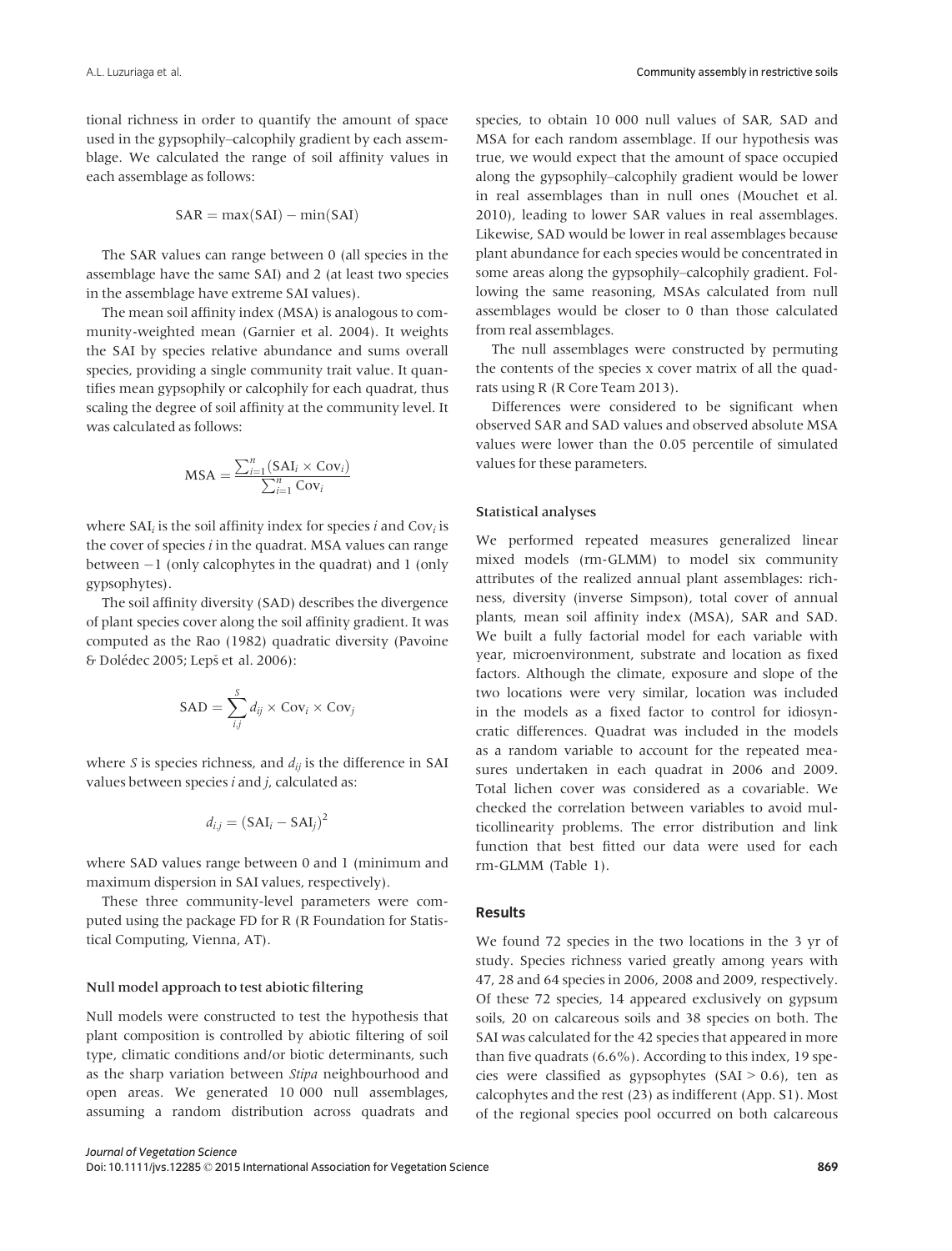tional richness in order to quantify the amount of space used in the gypsophily–calcophily gradient by each assemblage. We calculated the range of soil affinity values in each assemblage as follows:

$$\text{SAR} = \max(\text{SAI}) - \min(\text{SAI})$$

The SAR values can range between 0 (all species in the assemblage have the same SAI) and 2 (at least two species in the assemblage have extreme SAI values).

The mean soil affinity index (MSA) is analogous to community-weighted mean (Garnier et al. 2004). It weights the SAI by species relative abundance and sums overall species, providing a single community trait value. It quantifies mean gypsophily or calcophily for each quadrat, thus scaling the degree of soil affinity at the community level. It was calculated as follows:

$$\text{MSA} = \frac{\sum_{i=1}^{n}(\text{SAI}_i \times \text{Cov}_i)}{\sum_{i=1}^{n}\text{Cov}_i}$$

where $\text{SAI}_i$ is the soil affinity index for species $i$ and $\text{Cov}_i$ is the cover of species $i$ in the quadrat. MSA values can range between −1 (only calcophytes in the quadrat) and 1 (only gypsophytes).

The soil affinity diversity (SAD) describes the divergence of plant species cover along the soil affinity gradient. It was computed as the Rao (1982) quadratic diversity (Pavoine & Dolédec 2005; Lepš et al. 2006):

$$\text{SAD} = \sum_{i,j}^{S} d_{ij} \times \text{Cov}_i \times \text{Cov}_j$$

where $S$ is species richness, and $d_{ij}$ is the difference in SAI values between species $i$ and $j$, calculated as:

$$d_{i,j} = (\text{SAI}_i - \text{SAI}_j)^2$$

where SAD values range between 0 and 1 (minimum and maximum dispersion in SAI values, respectively).

These three community-level parameters were computed using the package FD for R (R Foundation for Statistical Computing, Vienna, AT).

### Null model approach to test abiotic filtering

Null models were constructed to test the hypothesis that plant composition is controlled by abiotic filtering of soil type, climatic conditions and/or biotic determinants, such as the sharp variation between *Stipa* neighbourhood and open areas. We generated 10 000 null assemblages, assuming a random distribution across quadrats and species, to obtain 10 000 null values of SAR, SAD and MSA for each random assemblage. If our hypothesis was true, we would expect that the amount of space occupied along the gypsophily–calcophily gradient would be lower in real assemblages than in null ones (Mouchet et al. 2010), leading to lower SAR values in real assemblages. Likewise, SAD would be lower in real assemblages because plant abundance for each species would be concentrated in some areas along the gypsophily–calcophily gradient. Following the same reasoning, MSAs calculated from null assemblages would be closer to 0 than those calculated from real assemblages.

The null assemblages were constructed by permuting the contents of the species x cover matrix of all the quadrats using R (R Core Team 2013).

Differences were considered to be significant when observed SAR and SAD values and observed absolute MSA values were lower than the 0.05 percentile of simulated values for these parameters.

### Statistical analyses

We performed repeated measures generalized linear mixed models (rm-GLMM) to model six community attributes of the realized annual plant assemblages: richness, diversity (inverse Simpson), total cover of annual plants, mean soil affinity index (MSA), SAR and SAD. We built a fully factorial model for each variable with year, microenvironment, substrate and location as fixed factors. Although the climate, exposure and slope of the two locations were very similar, location was included in the models as a fixed factor to control for idiosyncratic differences. Quadrat was included in the models as a random variable to account for the repeated measures undertaken in each quadrat in 2006 and 2009. Total lichen cover was considered as a covariable. We checked the correlation between variables to avoid multicollinearity problems. The error distribution and link function that best fitted our data were used for each rm-GLMM (Table 1).

## Results

We found 72 species in the two locations in the 3 yr of study. Species richness varied greatly among years with 47, 28 and 64 species in 2006, 2008 and 2009, respectively. Of these 72 species, 14 appeared exclusively on gypsum soils, 20 on calcareous soils and 38 species on both. The SAI was calculated for the 42 species that appeared in more than five quadrats (6.6%). According to this index, 19 species were classified as gypsophytes (SAI > 0.6), ten as calcophytes and the rest (23) as indifferent (App. S1). Most of the regional species pool occurred on both calcareous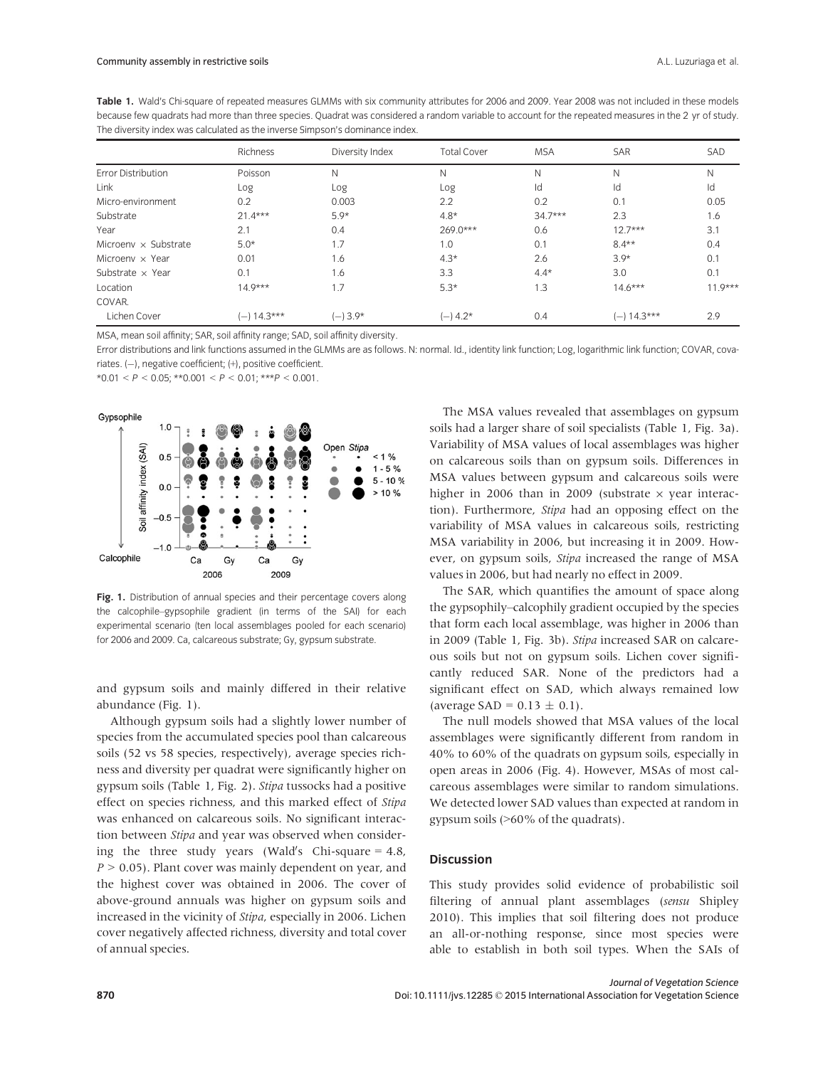**Table 1.** Wald's Chi-square of repeated measures GLMMs with six community attributes for 2006 and 2009. Year 2008 was not included in these models because few quadrats had more than three species. Quadrat was considered a random variable to account for the repeated measures in the 2 yr of study. The diversity index was calculated as the inverse Simpson's dominance index.

| | Richness | Diversity Index | Total Cover | MSA | SAR | SAD |
|---|---|---|---|---|---|---|
| Error Distribution | Poisson | N | N | N | N | N |
| Link | Log | Log | Log | Id | Id | Id |
| Micro-environment | 0.2 | 0.003 | 2.2 | 0.2 | 0.1 | 0.05 |
| Substrate | 21.4*** | 5.9* | 4.8* | 34.7*** | 2.3 | 1.6 |
| Year | 2.1 | 0.4 | 269.0*** | 0.6 | 12.7*** | 3.1 |
| Microenv × Substrate | 5.0* | 1.7 | 1.0 | 0.1 | 8.4** | 0.4 |
| Microenv × Year | 0.01 | 1.6 | 4.3* | 2.6 | 3.9* | 0.1 |
| Substrate × Year | 0.1 | 1.6 | 3.3 | 4.4* | 3.0 | 0.1 |
| Location | 14.9*** | 1.7 | 5.3* | 1.3 | 14.6*** | 11.9*** |
| COVAR. | | | | | | |
| Lichen Cover | (–) 14.3*** | (–) 3.9* | (–) 4.2* | 0.4 | (–) 14.3*** | 2.9 |

MSA, mean soil affinity; SAR, soil affinity range; SAD, soil affinity diversity.

Error distributions and link functions assumed in the GLMMs are as follows. N: normal. Id., identity link function; Log, logarithmic link function; COVAR, covariates. (–), negative coefficient; (+), positive coefficient.

*$0.01 < P < 0.05$; **$0.001 < P < 0.01$; ***$P < 0.001$.

**Fig. 1.** Distribution of annual species and their percentage covers along the calcophile–gypsophile gradient (in terms of the SAI) for each experimental scenario (ten local assemblages pooled for each scenario) for 2006 and 2009. Ca, calcareous substrate; Gy, gypsum substrate.

and gypsum soils and mainly differed in their relative abundance (Fig. 1).

Although gypsum soils had a slightly lower number of species from the accumulated species pool than calcareous soils (52 vs 58 species, respectively), average species richness and diversity per quadrat were significantly higher on gypsum soils (Table 1, Fig. 2). *Stipa* tussocks had a positive effect on species richness, and this marked effect of *Stipa* was enhanced on calcareous soils. No significant interaction between *Stipa* and year was observed when considering the three study years (Wald's Chi-square = 4.8, $P > 0.05$). Plant cover was mainly dependent on year, and the highest cover was obtained in 2006. The cover of above-ground annuals was higher on gypsum soils and increased in the vicinity of *Stipa*, especially in 2006. Lichen cover negatively affected richness, diversity and total cover of annual species.

The MSA values revealed that assemblages on gypsum soils had a larger share of soil specialists (Table 1, Fig. 3a). Variability of MSA values of local assemblages was higher on calcareous soils than on gypsum soils. Differences in MSA values between gypsum and calcareous soils were higher in 2006 than in 2009 (substrate × year interaction). Furthermore, *Stipa* had an opposing effect on the variability of MSA values in calcareous soils, restricting MSA variability in 2006, but increasing it in 2009. However, on gypsum soils, *Stipa* increased the range of MSA values in 2006, but had nearly no effect in 2009.

The SAR, which quantifies the amount of space along the gypsophily–calcophily gradient occupied by the species that form each local assemblage, was higher in 2006 than in 2009 (Table 1, Fig. 3b). *Stipa* increased SAR on calcareous soils but not on gypsum soils. Lichen cover significantly reduced SAR. None of the predictors had a significant effect on SAD, which always remained low (average SAD = $0.13 \pm 0.1$).

The null models showed that MSA values of the local assemblages were significantly different from random in 40% to 60% of the quadrats on gypsum soils, especially in open areas in 2006 (Fig. 4). However, MSAs of most calcareous assemblages were similar to random simulations. We detected lower SAD values than expected at random in gypsum soils (>60% of the quadrats).

## Discussion

This study provides solid evidence of probabilistic soil filtering of annual plant assemblages (*sensu* Shipley 2010). This implies that soil filtering does not produce an all-or-nothing response, since most species were able to establish in both soil types. When the SAIs of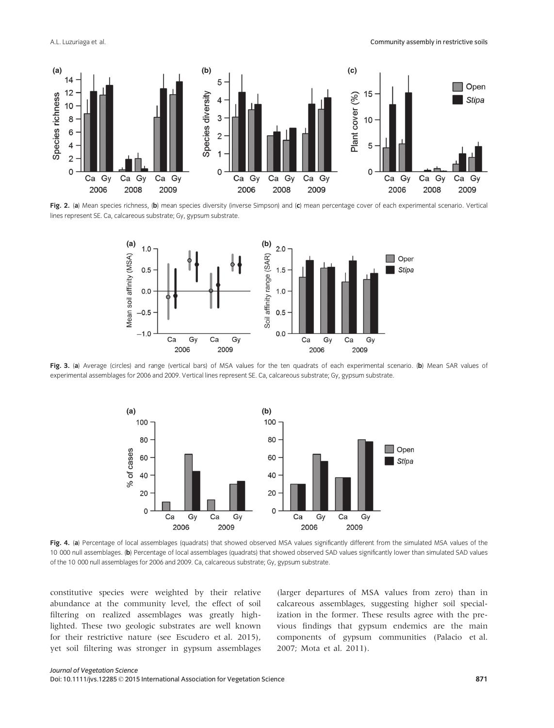**Fig. 2.** (**a**) Mean species richness, (**b**) mean species diversity (inverse Simpson) and (**c**) mean percentage cover of each experimental scenario. Vertical lines represent SE. Ca, calcareous substrate; Gy, gypsum substrate.

**Fig. 3.** (**a**) Average (circles) and range (vertical bars) of MSA values for the ten quadrats of each experimental scenario. (**b**) Mean SAR values of experimental assemblages for 2006 and 2009. Vertical lines represent SE. Ca, calcareous substrate; Gy, gypsum substrate.

**Fig. 4.** (**a**) Percentage of local assemblages (quadrats) that showed observed MSA values significantly different from the simulated MSA values of the 10 000 null assemblages. (**b**) Percentage of local assemblages (quadrats) that showed observed SAD values significantly lower than simulated SAD values of the 10 000 null assemblages for 2006 and 2009. Ca, calcareous substrate; Gy, gypsum substrate.

constitutive species were weighted by their relative abundance at the community level, the effect of soil filtering on realized assemblages was greatly highlighted. These two geologic substrates are well known for their restrictive nature (see Escudero et al. 2015), yet soil filtering was stronger in gypsum assemblages (larger departures of MSA values from zero) than in calcareous assemblages, suggesting higher soil specialization in the former. These results agree with the previous findings that gypsum endemics are the main components of gypsum communities (Palacio et al. 2007; Mota et al. 2011).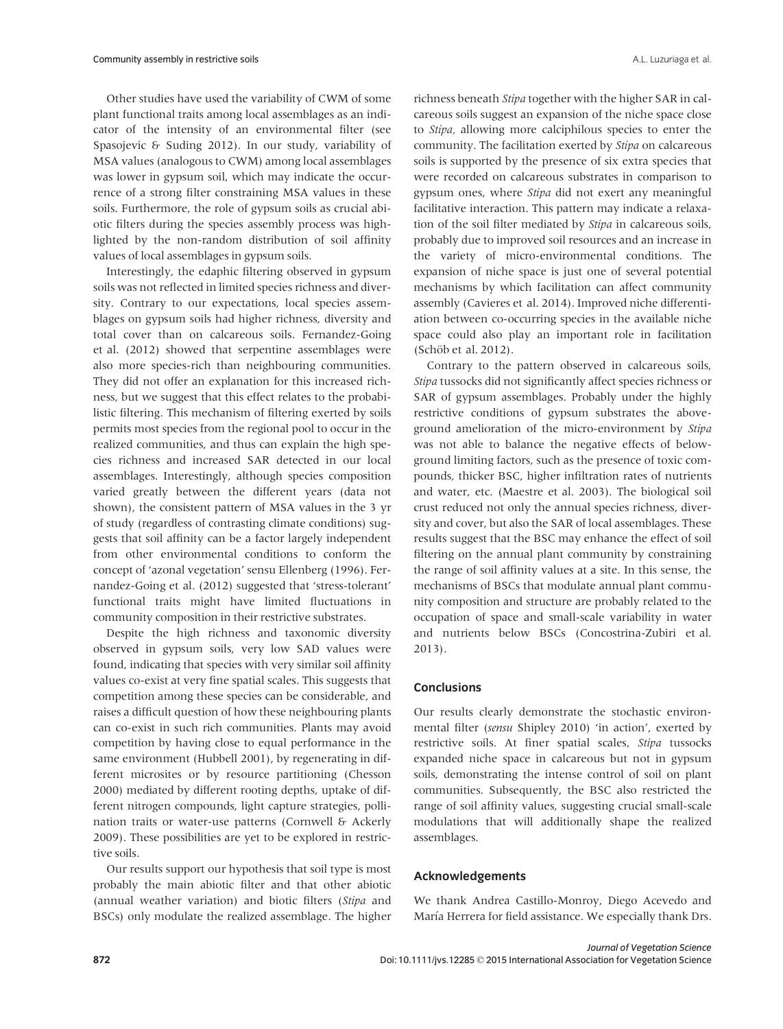Other studies have used the variability of CWM of some plant functional traits among local assemblages as an indicator of the intensity of an environmental filter (see Spasojevic & Suding 2012). In our study, variability of MSA values (analogous to CWM) among local assemblages was lower in gypsum soil, which may indicate the occurrence of a strong filter constraining MSA values in these soils. Furthermore, the role of gypsum soils as crucial abiotic filters during the species assembly process was highlighted by the non-random distribution of soil affinity values of local assemblages in gypsum soils.

Interestingly, the edaphic filtering observed in gypsum soils was not reflected in limited species richness and diversity. Contrary to our expectations, local species assemblages on gypsum soils had higher richness, diversity and total cover than on calcareous soils. Fernandez-Going et al. (2012) showed that serpentine assemblages were also more species-rich than neighbouring communities. They did not offer an explanation for this increased richness, but we suggest that this effect relates to the probabilistic filtering. This mechanism of filtering exerted by soils permits most species from the regional pool to occur in the realized communities, and thus can explain the high species richness and increased SAR detected in our local assemblages. Interestingly, although species composition varied greatly between the different years (data not shown), the consistent pattern of MSA values in the 3 yr of study (regardless of contrasting climate conditions) suggests that soil affinity can be a factor largely independent from other environmental conditions to conform the concept of 'azonal vegetation' sensu Ellenberg (1996). Fernandez-Going et al. (2012) suggested that 'stress-tolerant' functional traits might have limited fluctuations in community composition in their restrictive substrates.

Despite the high richness and taxonomic diversity observed in gypsum soils, very low SAD values were found, indicating that species with very similar soil affinity values co-exist at very fine spatial scales. This suggests that competition among these species can be considerable, and raises a difficult question of how these neighbouring plants can co-exist in such rich communities. Plants may avoid competition by having close to equal performance in the same environment (Hubbell 2001), by regenerating in different microsites or by resource partitioning (Chesson 2000) mediated by different rooting depths, uptake of different nitrogen compounds, light capture strategies, pollination traits or water-use patterns (Cornwell & Ackerly 2009). These possibilities are yet to be explored in restrictive soils.

Our results support our hypothesis that soil type is most probably the main abiotic filter and that other abiotic (annual weather variation) and biotic filters (*Stipa* and BSCs) only modulate the realized assemblage. The higher richness beneath *Stipa* together with the higher SAR in calcareous soils suggest an expansion of the niche space close to *Stipa*, allowing more calciphilous species to enter the community. The facilitation exerted by *Stipa* on calcareous soils is supported by the presence of six extra species that were recorded on calcareous substrates in comparison to gypsum ones, where *Stipa* did not exert any meaningful facilitative interaction. This pattern may indicate a relaxation of the soil filter mediated by *Stipa* in calcareous soils, probably due to improved soil resources and an increase in the variety of micro-environmental conditions. The expansion of niche space is just one of several potential mechanisms by which facilitation can affect community assembly (Cavieres et al. 2014). Improved niche differentiation between co-occurring species in the available niche space could also play an important role in facilitation (Schöb et al. 2012).

Contrary to the pattern observed in calcareous soils, *Stipa* tussocks did not significantly affect species richness or SAR of gypsum assemblages. Probably under the highly restrictive conditions of gypsum substrates the aboveground amelioration of the micro-environment by *Stipa* was not able to balance the negative effects of belowground limiting factors, such as the presence of toxic compounds, thicker BSC, higher infiltration rates of nutrients and water, etc. (Maestre et al. 2003). The biological soil crust reduced not only the annual species richness, diversity and cover, but also the SAR of local assemblages. These results suggest that the BSC may enhance the effect of soil filtering on the annual plant community by constraining the range of soil affinity values at a site. In this sense, the mechanisms of BSCs that modulate annual plant community composition and structure are probably related to the occupation of space and small-scale variability in water and nutrients below BSCs (Concostrina-Zubiri et al. 2013).

## Conclusions

Our results clearly demonstrate the stochastic environmental filter (*sensu* Shipley 2010) 'in action', exerted by restrictive soils. At finer spatial scales, *Stipa* tussocks expanded niche space in calcareous but not in gypsum soils, demonstrating the intense control of soil on plant communities. Subsequently, the BSC also restricted the range of soil affinity values, suggesting crucial small-scale modulations that will additionally shape the realized assemblages.

## Acknowledgements

We thank Andrea Castillo-Monroy, Diego Acevedo and María Herrera for field assistance. We especially thank Drs.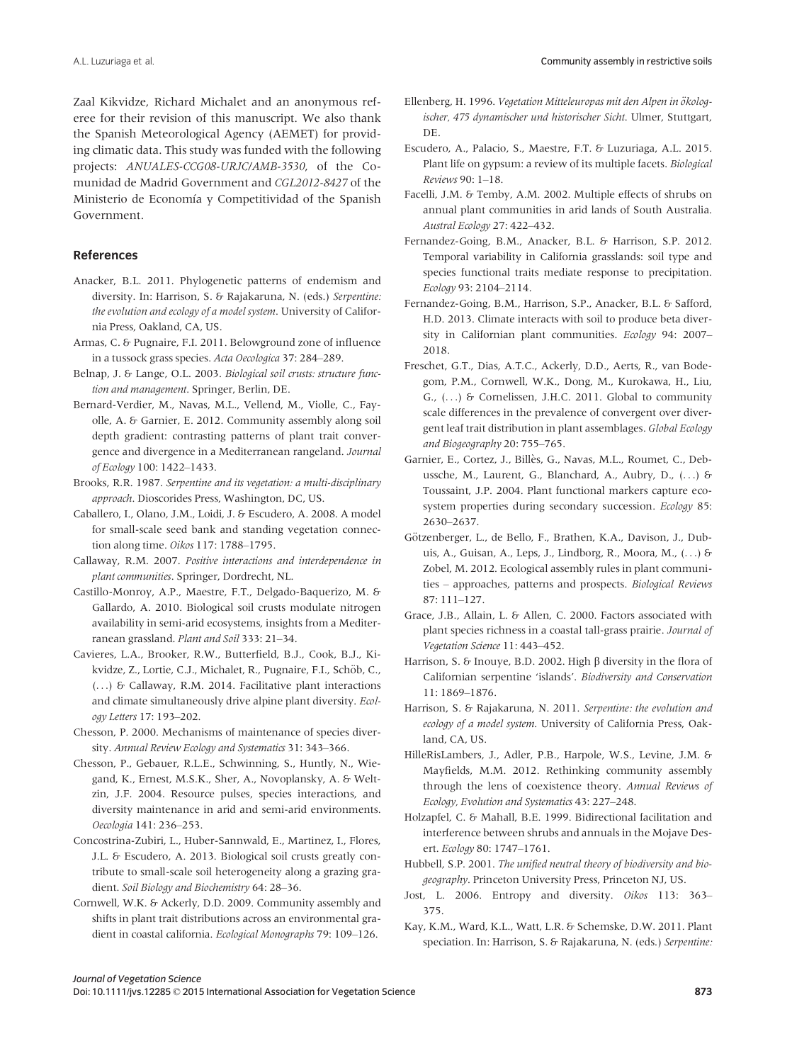Zaal Kikvidze, Richard Michalet and an anonymous referee for their revision of this manuscript. We also thank the Spanish Meteorological Agency (AEMET) for providing climatic data. This study was funded with the following projects: *ANUALES-CCG08-URJC/AMB-3530*, of the Comunidad de Madrid Government and *CGL2012-8427* of the Ministerio de Economía y Competitividad of the Spanish Government.

## References

Anacker, B.L. 2011. Phylogenetic patterns of endemism and diversity. In: Harrison, S. & Rajakaruna, N. (eds.) *Serpentine: the evolution and ecology of a model system*. University of California Press, Oakland, CA, US.

Armas, C. & Pugnaire, F.I. 2011. Belowground zone of influence in a tussock grass species. *Acta Oecologica* 37: 284–289.

Belnap, J. & Lange, O.L. 2003. *Biological soil crusts: structure function and management*. Springer, Berlin, DE.

Bernard-Verdier, M., Navas, M.L., Vellend, M., Violle, C., Fayolle, A. & Garnier, E. 2012. Community assembly along soil depth gradient: contrasting patterns of plant trait convergence and divergence in a Mediterranean rangeland. *Journal of Ecology* 100: 1422–1433.

Brooks, R.R. 1987. *Serpentine and its vegetation: a multi-disciplinary approach*. Dioscorides Press, Washington, DC, US.

Caballero, I., Olano, J.M., Loidi, J. & Escudero, A. 2008. A model for small-scale seed bank and standing vegetation connection along time. *Oikos* 117: 1788–1795.

Callaway, R.M. 2007. *Positive interactions and interdependence in plant communities*. Springer, Dordrecht, NL.

Castillo-Monroy, A.P., Maestre, F.T., Delgado-Baquerizo, M. & Gallardo, A. 2010. Biological soil crusts modulate nitrogen availability in semi-arid ecosystems, insights from a Mediterranean grassland. *Plant and Soil* 333: 21–34.

Cavieres, L.A., Brooker, R.W., Butterfield, B.J., Cook, B.J., Kikvidze, Z., Lortie, C.J., Michalet, R., Pugnaire, F.I., Schöb, C., (…) & Callaway, R.M. 2014. Facilitative plant interactions and climate simultaneously drive alpine plant diversity. *Ecology Letters* 17: 193–202.

Chesson, P. 2000. Mechanisms of maintenance of species diversity. *Annual Review Ecology and Systematics* 31: 343–366.

Chesson, P., Gebauer, R.L.E., Schwinning, S., Huntly, N., Wiegand, K., Ernest, M.S.K., Sher, A., Novoplansky, A. & Weltzin, J.F. 2004. Resource pulses, species interactions, and diversity maintenance in arid and semi-arid environments. *Oecologia* 141: 236–253.

Concostrina-Zubiri, L., Huber-Sannwald, E., Martinez, I., Flores, J.L. & Escudero, A. 2013. Biological soil crusts greatly contribute to small-scale soil heterogeneity along a grazing gradient. *Soil Biology and Biochemistry* 64: 28–36.

Cornwell, W.K. & Ackerly, D.D. 2009. Community assembly and shifts in plant trait distributions across an environmental gradient in coastal california. *Ecological Monographs* 79: 109–126.

Ellenberg, H. 1996. *Vegetation Mitteleuropas mit den Alpen in ökologischer, 475 dynamischer und historischer Sicht*. Ulmer, Stuttgart, DE.

Escudero, A., Palacio, S., Maestre, F.T. & Luzuriaga, A.L. 2015. Plant life on gypsum: a review of its multiple facets. *Biological Reviews* 90: 1–18.

Facelli, J.M. & Temby, A.M. 2002. Multiple effects of shrubs on annual plant communities in arid lands of South Australia. *Austral Ecology* 27: 422–432.

Fernandez-Going, B.M., Anacker, B.L. & Harrison, S.P. 2012. Temporal variability in California grasslands: soil type and species functional traits mediate response to precipitation. *Ecology* 93: 2104–2114.

Fernandez-Going, B.M., Harrison, S.P., Anacker, B.L. & Safford, H.D. 2013. Climate interacts with soil to produce beta diversity in Californian plant communities. *Ecology* 94: 2007–2018.

Freschet, G.T., Dias, A.T.C., Ackerly, D.D., Aerts, R., van Bodegom, P.M., Cornwell, W.K., Dong, M., Kurokawa, H., Liu, G., (…) & Cornelissen, J.H.C. 2011. Global to community scale differences in the prevalence of convergent over divergent leaf trait distribution in plant assemblages. *Global Ecology and Biogeography* 20: 755–765.

Garnier, E., Cortez, J., Billès, G., Navas, M.L., Roumet, C., Debussche, M., Laurent, G., Blanchard, A., Aubry, D., (…) & Toussaint, J.P. 2004. Plant functional markers capture ecosystem properties during secondary succession. *Ecology* 85: 2630–2637.

Götzenberger, L., de Bello, F., Brathen, K.A., Davison, J., Dubuis, A., Guisan, A., Leps, J., Lindborg, R., Moora, M., (…) & Zobel, M. 2012. Ecological assembly rules in plant communities – approaches, patterns and prospects. *Biological Reviews* 87: 111–127.

Grace, J.B., Allain, L. & Allen, C. 2000. Factors associated with plant species richness in a coastal tall-grass prairie. *Journal of Vegetation Science* 11: 443–452.

Harrison, S. & Inouye, B.D. 2002. High β diversity in the flora of Californian serpentine 'islands'. *Biodiversity and Conservation* 11: 1869–1876.

Harrison, S. & Rajakaruna, N. 2011. *Serpentine: the evolution and ecology of a model system*. University of California Press, Oakland, CA, US.

HilleRisLambers, J., Adler, P.B., Harpole, W.S., Levine, J.M. & Mayfields, M.M. 2012. Rethinking community assembly through the lens of coexistence theory. *Annual Reviews of Ecology, Evolution and Systematics* 43: 227–248.

Holzapfel, C. & Mahall, B.E. 1999. Bidirectional facilitation and interference between shrubs and annuals in the Mojave Desert. *Ecology* 80: 1747–1761.

Hubbell, S.P. 2001. *The unified neutral theory of biodiversity and biogeography*. Princeton University Press, Princeton NJ, US.

Jost, L. 2006. Entropy and diversity. *Oikos* 113: 363–375.

Kay, K.M., Ward, K.L., Watt, L.R. & Schemske, D.W. 2011. Plant speciation. In: Harrison, S. & Rajakaruna, N. (eds.) *Serpentine:*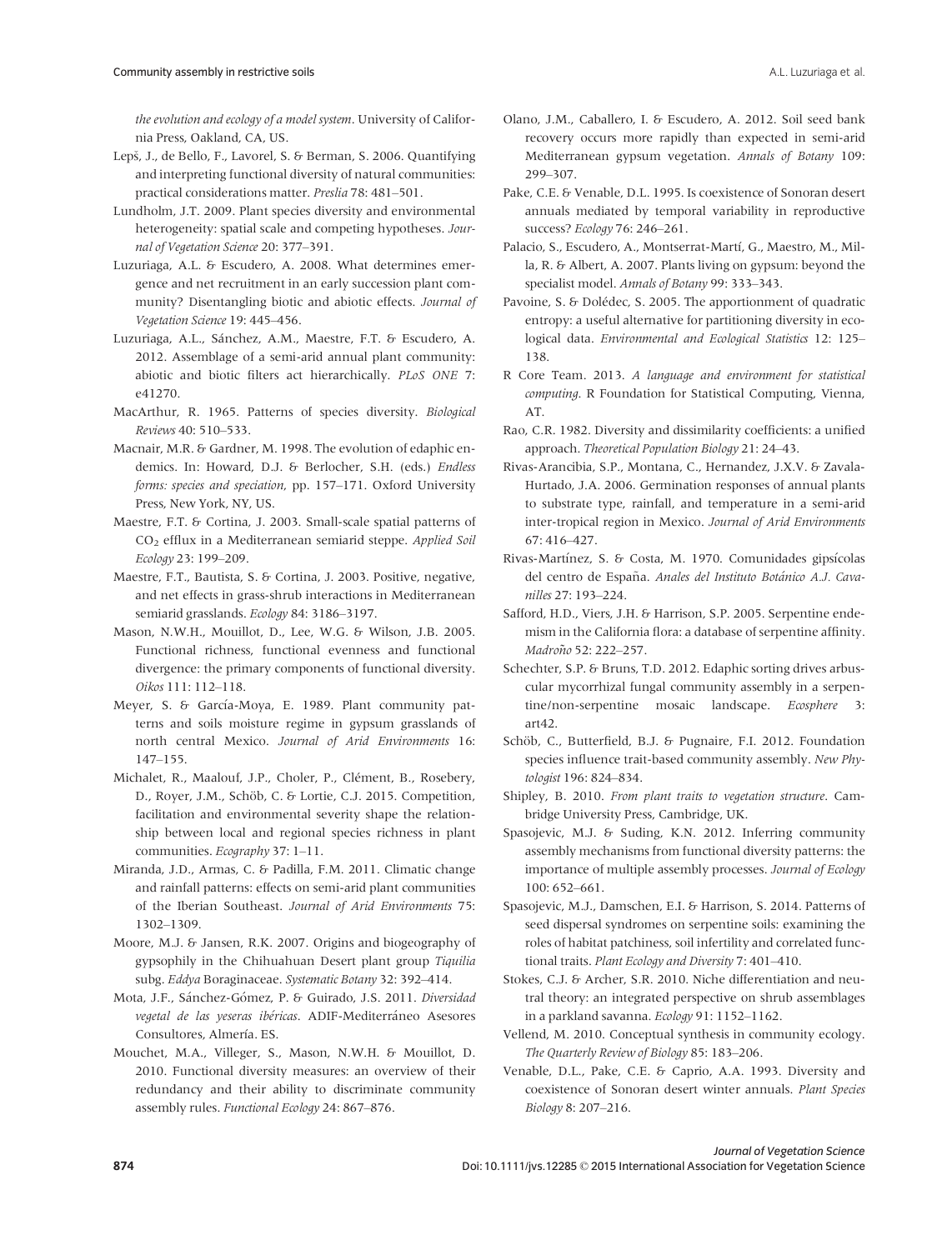*the evolution and ecology of a model system*. University of California Press, Oakland, CA, US.

Lepš, J., de Bello, F., Lavorel, S. & Berman, S. 2006. Quantifying and interpreting functional diversity of natural communities: practical considerations matter. *Preslia* 78: 481–501.

Lundholm, J.T. 2009. Plant species diversity and environmental heterogeneity: spatial scale and competing hypotheses. *Journal of Vegetation Science* 20: 377–391.

Luzuriaga, A.L. & Escudero, A. 2008. What determines emergence and net recruitment in an early succession plant community? Disentangling biotic and abiotic effects. *Journal of Vegetation Science* 19: 445–456.

Luzuriaga, A.L., Sánchez, A.M., Maestre, F.T. & Escudero, A. 2012. Assemblage of a semi-arid annual plant community: abiotic and biotic filters act hierarchically. *PLoS ONE* 7: e41270.

MacArthur, R. 1965. Patterns of species diversity. *Biological Reviews* 40: 510–533.

Macnair, M.R. & Gardner, M. 1998. The evolution of edaphic endemics. In: Howard, D.J. & Berlocher, S.H. (eds.) *Endless forms: species and speciation*, pp. 157–171. Oxford University Press, New York, NY, US.

Maestre, F.T. & Cortina, J. 2003. Small-scale spatial patterns of $CO_2$ efflux in a Mediterranean semiarid steppe. *Applied Soil Ecology* 23: 199–209.

Maestre, F.T., Bautista, S. & Cortina, J. 2003. Positive, negative, and net effects in grass-shrub interactions in Mediterranean semiarid grasslands. *Ecology* 84: 3186–3197.

Mason, N.W.H., Mouillot, D., Lee, W.G. & Wilson, J.B. 2005. Functional richness, functional evenness and functional divergence: the primary components of functional diversity. *Oikos* 111: 112–118.

Meyer, S. & García-Moya, E. 1989. Plant community patterns and soils moisture regime in gypsum grasslands of north central Mexico. *Journal of Arid Environments* 16: 147–155.

Michalet, R., Maalouf, J.P., Choler, P., Clément, B., Rosebery, D., Royer, J.M., Schöb, C. & Lortie, C.J. 2015. Competition, facilitation and environmental severity shape the relationship between local and regional species richness in plant communities. *Ecography* 37: 1–11.

Miranda, J.D., Armas, C. & Padilla, F.M. 2011. Climatic change and rainfall patterns: effects on semi-arid plant communities of the Iberian Southeast. *Journal of Arid Environments* 75: 1302–1309.

Moore, M.J. & Jansen, R.K. 2007. Origins and biogeography of gypsophily in the Chihuahuan Desert plant group *Tiquilia* subg. *Eddya* Boraginaceae. *Systematic Botany* 32: 392–414.

Mota, J.F., Sánchez-Gómez, P. & Guirado, J.S. 2011. *Diversidad vegetal de las yeseras ibéricas*. ADIF-Mediterráneo Asesores Consultores, Almería. ES.

Mouchet, M.A., Villeger, S., Mason, N.W.H. & Mouillot, D. 2010. Functional diversity measures: an overview of their redundancy and their ability to discriminate community assembly rules. *Functional Ecology* 24: 867–876.

Olano, J.M., Caballero, I. & Escudero, A. 2012. Soil seed bank recovery occurs more rapidly than expected in semi-arid Mediterranean gypsum vegetation. *Annals of Botany* 109: 299–307.

Pake, C.E. & Venable, D.L. 1995. Is coexistence of Sonoran desert annuals mediated by temporal variability in reproductive success? *Ecology* 76: 246–261.

Palacio, S., Escudero, A., Montserrat-Martí, G., Maestro, M., Milla, R. & Albert, A. 2007. Plants living on gypsum: beyond the specialist model. *Annals of Botany* 99: 333–343.

Pavoine, S. & Dolédec, S. 2005. The apportionment of quadratic entropy: a useful alternative for partitioning diversity in ecological data. *Environmental and Ecological Statistics* 12: 125–138.

R Core Team. 2013. *A language and environment for statistical computing*. R Foundation for Statistical Computing, Vienna, AT.

Rao, C.R. 1982. Diversity and dissimilarity coefficients: a unified approach. *Theoretical Population Biology* 21: 24–43.

Rivas-Arancibia, S.P., Montana, C., Hernandez, J.X.V. & Zavala-Hurtado, J.A. 2006. Germination responses of annual plants to substrate type, rainfall, and temperature in a semi-arid inter-tropical region in Mexico. *Journal of Arid Environments* 67: 416–427.

Rivas-Martínez, S. & Costa, M. 1970. Comunidades gipsícolas del centro de España. *Anales del Instituto Botánico A.J. Cavanilles* 27: 193–224.

Safford, H.D., Viers, J.H. & Harrison, S.P. 2005. Serpentine endemism in the California flora: a database of serpentine affinity. *Madroño* 52: 222–257.

Schechter, S.P. & Bruns, T.D. 2012. Edaphic sorting drives arbuscular mycorrhizal fungal community assembly in a serpentine/non-serpentine mosaic landscape. *Ecosphere* 3: art42.

Schöb, C., Butterfield, B.J. & Pugnaire, F.I. 2012. Foundation species influence trait-based community assembly. *New Phytologist* 196: 824–834.

Shipley, B. 2010. *From plant traits to vegetation structure*. Cambridge University Press, Cambridge, UK.

Spasojevic, M.J. & Suding, K.N. 2012. Inferring community assembly mechanisms from functional diversity patterns: the importance of multiple assembly processes. *Journal of Ecology* 100: 652–661.

Spasojevic, M.J., Damschen, E.I. & Harrison, S. 2014. Patterns of seed dispersal syndromes on serpentine soils: examining the roles of habitat patchiness, soil infertility and correlated functional traits. *Plant Ecology and Diversity* 7: 401–410.

Stokes, C.J. & Archer, S.R. 2010. Niche differentiation and neutral theory: an integrated perspective on shrub assemblages in a parkland savanna. *Ecology* 91: 1152–1162.

Vellend, M. 2010. Conceptual synthesis in community ecology. *The Quarterly Review of Biology* 85: 183–206.

Venable, D.L., Pake, C.E. & Caprio, A.A. 1993. Diversity and coexistence of Sonoran desert winter annuals. *Plant Species Biology* 8: 207–216.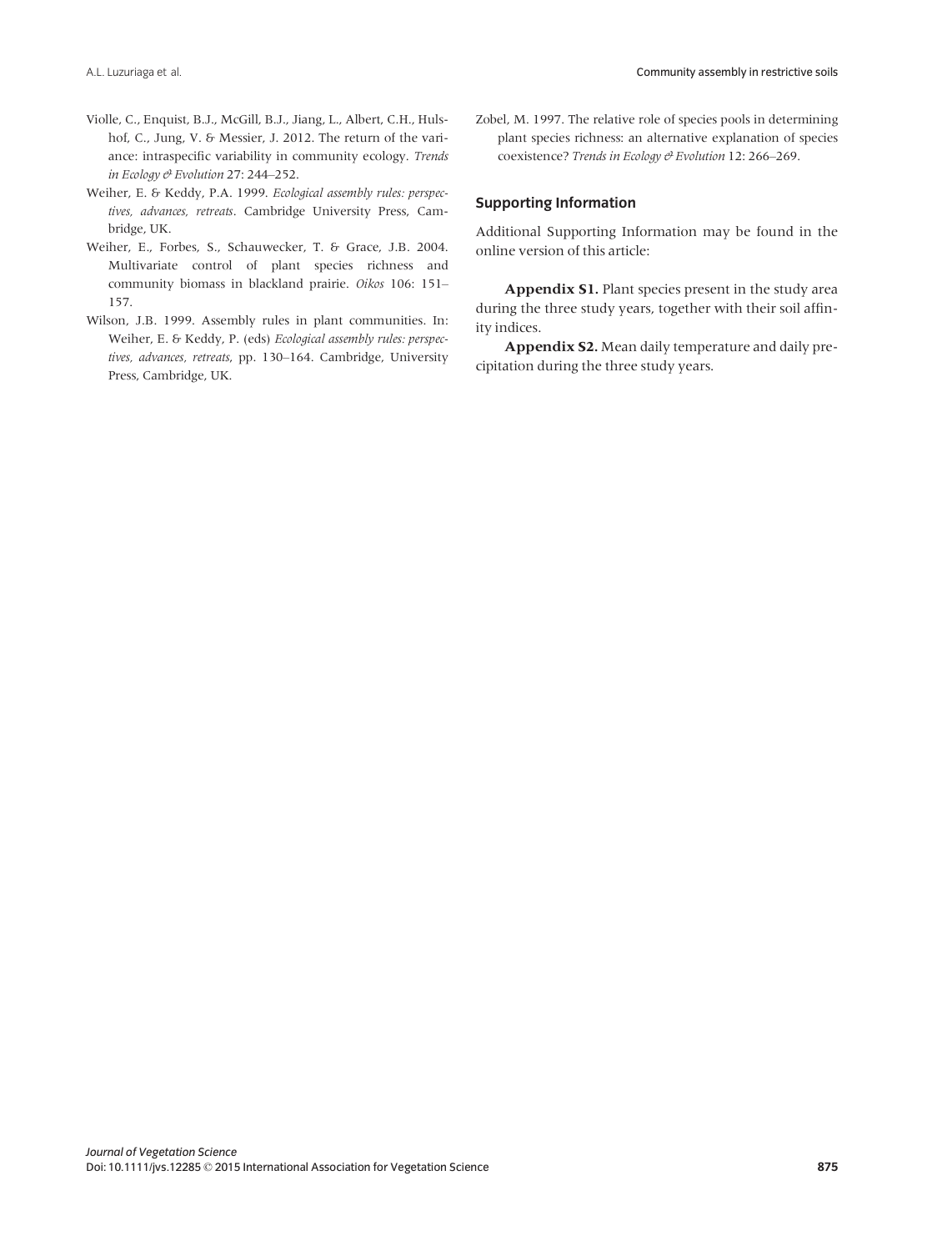Violle, C., Enquist, B.J., McGill, B.J., Jiang, L., Albert, C.H., Hulshof, C., Jung, V. & Messier, J. 2012. The return of the variance: intraspecific variability in community ecology. *Trends in Ecology & Evolution* 27: 244–252.

Weiher, E. & Keddy, P.A. 1999. *Ecological assembly rules: perspectives, advances, retreats*. Cambridge University Press, Cambridge, UK.

Weiher, E., Forbes, S., Schauwecker, T. & Grace, J.B. 2004. Multivariate control of plant species richness and community biomass in blackland prairie. *Oikos* 106: 151–157.

Wilson, J.B. 1999. Assembly rules in plant communities. In: Weiher, E. & Keddy, P. (eds) *Ecological assembly rules: perspectives, advances, retreats*, pp. 130–164. Cambridge, University Press, Cambridge, UK.

Zobel, M. 1997. The relative role of species pools in determining plant species richness: an alternative explanation of species coexistence? *Trends in Ecology & Evolution* 12: 266–269.

## Supporting Information

Additional Supporting Information may be found in the online version of this article:

**Appendix S1.** Plant species present in the study area during the three study years, together with their soil affinity indices.

**Appendix S2.** Mean daily temperature and daily precipitation during the three study years.